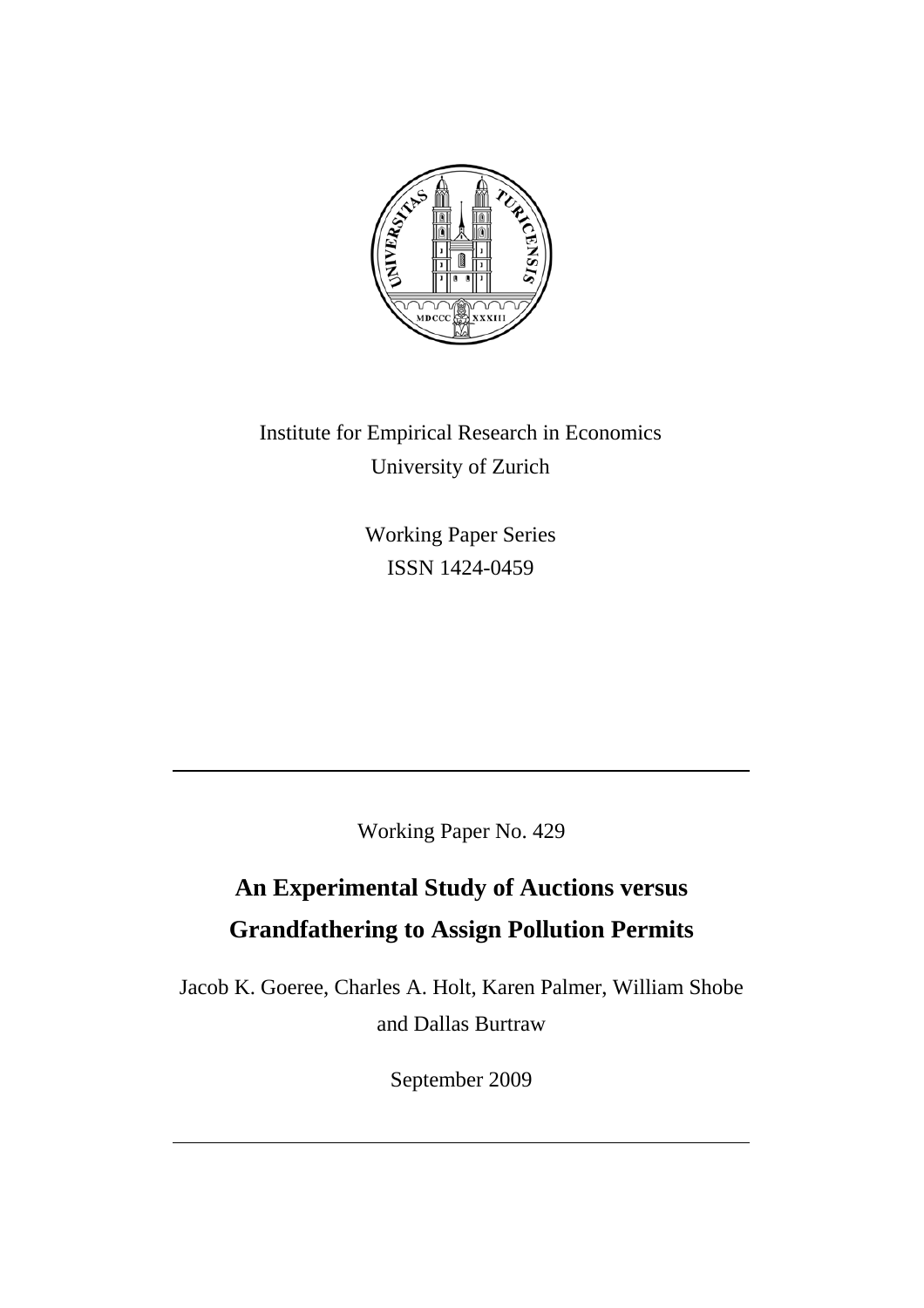Institute for Empirical Research in Economics
University of Zurich

Working Paper Series
ISSN 1424-0459

---

Working Paper No. 429

# An Experimental Study of Auctions versus Grandfathering to Assign Pollution Permits

Jacob K. Goeree, Charles A. Holt, Karen Palmer, William Shobe and Dallas Burtraw

September 2009

---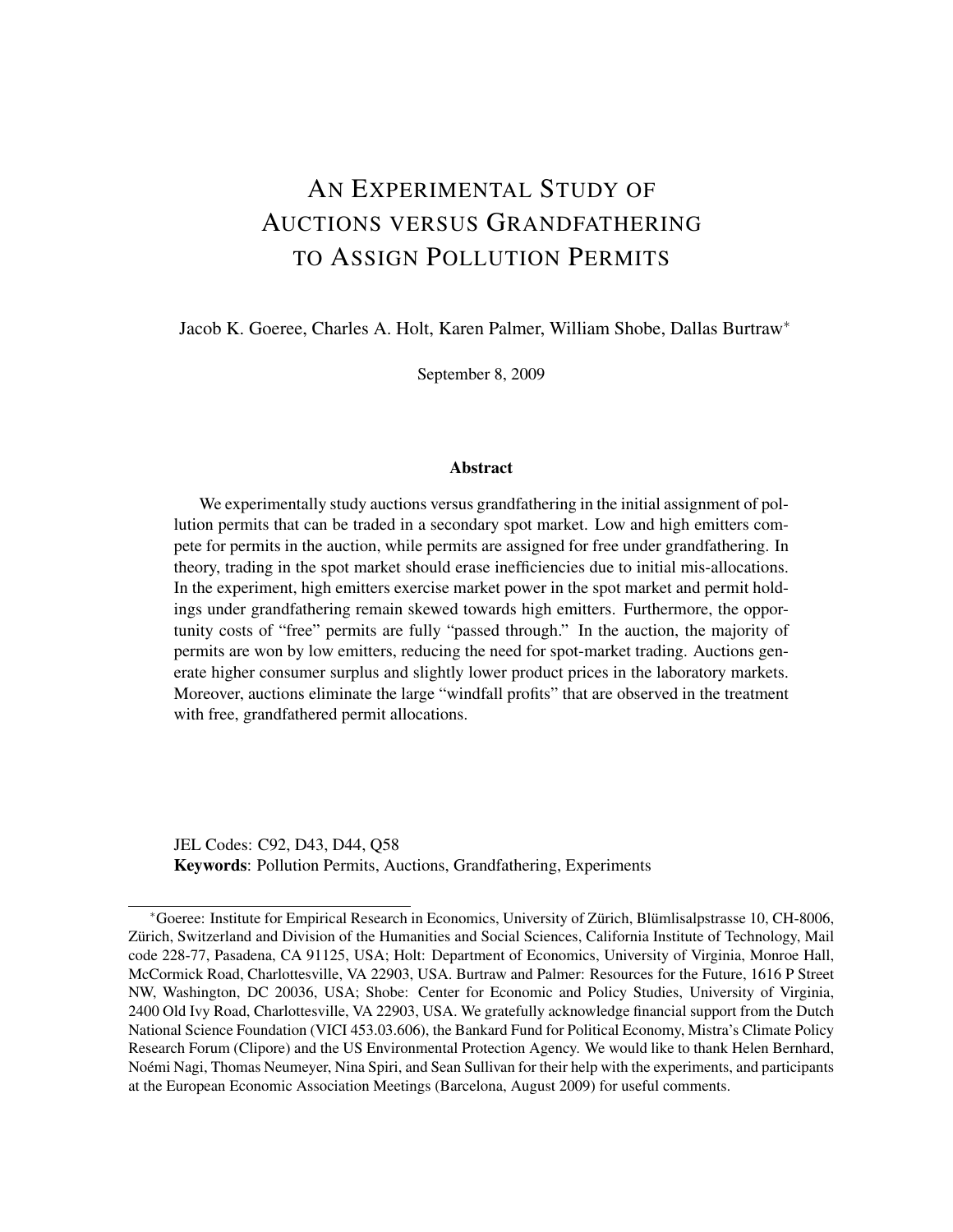# AN EXPERIMENTAL STUDY OF AUCTIONS VERSUS GRANDFATHERING TO ASSIGN POLLUTION PERMITS

Jacob K. Goeree, Charles A. Holt, Karen Palmer, William Shobe, Dallas Burtraw*

September 8, 2009

## Abstract

We experimentally study auctions versus grandfathering in the initial assignment of pollution permits that can be traded in a secondary spot market. Low and high emitters compete for permits in the auction, while permits are assigned for free under grandfathering. In theory, trading in the spot market should erase inefficiencies due to initial mis-allocations. In the experiment, high emitters exercise market power in the spot market and permit holdings under grandfathering remain skewed towards high emitters. Furthermore, the opportunity costs of "free" permits are fully "passed through." In the auction, the majority of permits are won by low emitters, reducing the need for spot-market trading. Auctions generate higher consumer surplus and slightly lower product prices in the laboratory markets. Moreover, auctions eliminate the large "windfall profits" that are observed in the treatment with free, grandfathered permit allocations.

JEL Codes: C92, D43, D44, Q58

**Keywords**: Pollution Permits, Auctions, Grandfathering, Experiments

---

*Goeree: Institute for Empirical Research in Economics, University of Zürich, Blümlisalpstrasse 10, CH-8006, Zürich, Switzerland and Division of the Humanities and Social Sciences, California Institute of Technology, Mail code 228-77, Pasadena, CA 91125, USA; Holt: Department of Economics, University of Virginia, Monroe Hall, McCormick Road, Charlottesville, VA 22903, USA. Burtraw and Palmer: Resources for the Future, 1616 P Street NW, Washington, DC 20036, USA; Shobe: Center for Economic and Policy Studies, University of Virginia, 2400 Old Ivy Road, Charlottesville, VA 22903, USA. We gratefully acknowledge financial support from the Dutch National Science Foundation (VICI 453.03.606), the Bankard Fund for Political Economy, Mistra's Climate Policy Research Forum (Clipore) and the US Environmental Protection Agency. We would like to thank Helen Bernhard, Noémi Nagi, Thomas Neumeyer, Nina Spiri, and Sean Sullivan for their help with the experiments, and participants at the European Economic Association Meetings (Barcelona, August 2009) for useful comments.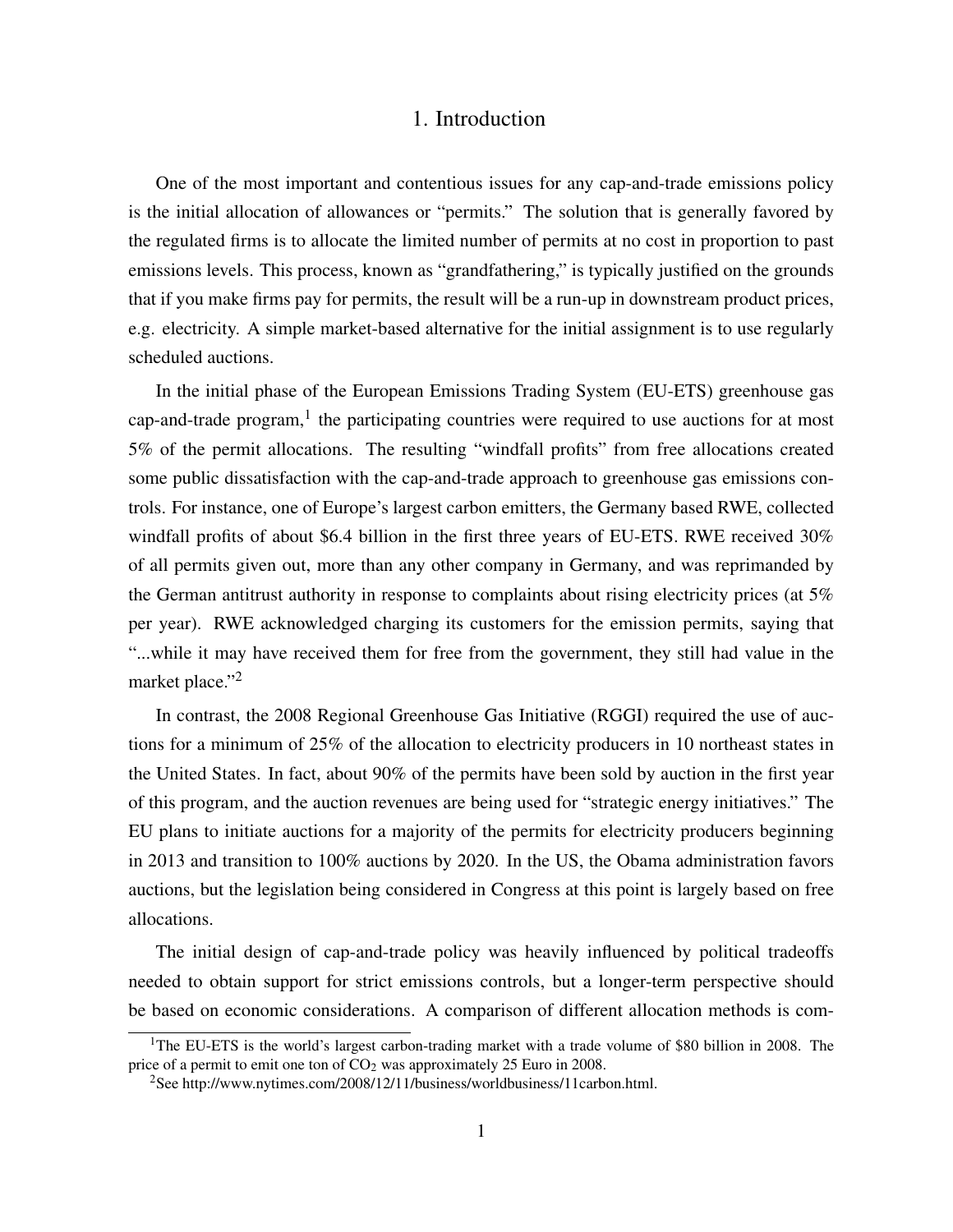# 1. Introduction

One of the most important and contentious issues for any cap-and-trade emissions policy is the initial allocation of allowances or "permits." The solution that is generally favored by the regulated firms is to allocate the limited number of permits at no cost in proportion to past emissions levels. This process, known as "grandfathering," is typically justified on the grounds that if you make firms pay for permits, the result will be a run-up in downstream product prices, e.g. electricity. A simple market-based alternative for the initial assignment is to use regularly scheduled auctions.

In the initial phase of the European Emissions Trading System (EU-ETS) greenhouse gas cap-and-trade program,[1] the participating countries were required to use auctions for at most 5% of the permit allocations. The resulting "windfall profits" from free allocations created some public dissatisfaction with the cap-and-trade approach to greenhouse gas emissions controls. For instance, one of Europe's largest carbon emitters, the Germany based RWE, collected windfall profits of about $6.4 billion in the first three years of EU-ETS. RWE received 30% of all permits given out, more than any other company in Germany, and was reprimanded by the German antitrust authority in response to complaints about rising electricity prices (at 5% per year). RWE acknowledged charging its customers for the emission permits, saying that "...while it may have received them for free from the government, they still had value in the market place."[2]

In contrast, the 2008 Regional Greenhouse Gas Initiative (RGGI) required the use of auctions for a minimum of 25% of the allocation to electricity producers in 10 northeast states in the United States. In fact, about 90% of the permits have been sold by auction in the first year of this program, and the auction revenues are being used for "strategic energy initiatives." The EU plans to initiate auctions for a majority of the permits for electricity producers beginning in 2013 and transition to 100% auctions by 2020. In the US, the Obama administration favors auctions, but the legislation being considered in Congress at this point is largely based on free allocations.

The initial design of cap-and-trade policy was heavily influenced by political tradeoffs needed to obtain support for strict emissions controls, but a longer-term perspective should be based on economic considerations. A comparison of different allocation methods is com-

[1] The EU-ETS is the world's largest carbon-trading market with a trade volume of $80 billion in 2008. The price of a permit to emit one ton of $CO_2$ was approximately 25 Euro in 2008.

[2] See http://www.nytimes.com/2008/12/11/business/worldbusiness/11carbon.html.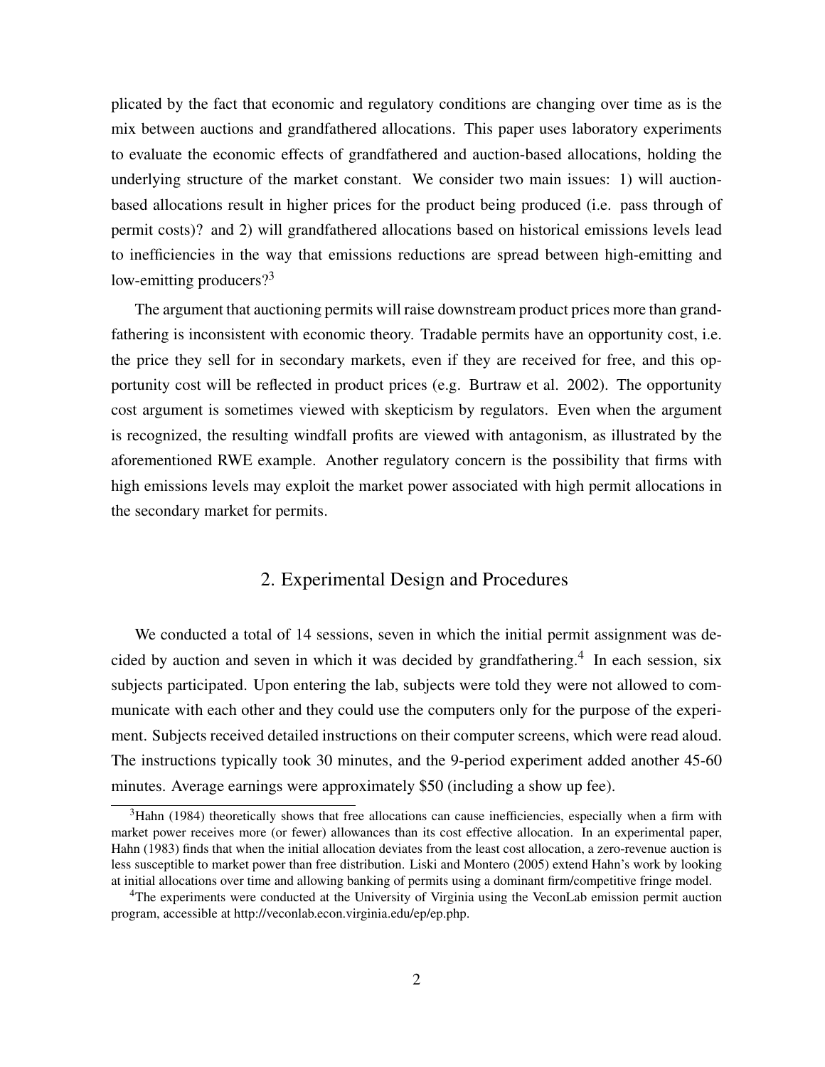plicated by the fact that economic and regulatory conditions are changing over time as is the mix between auctions and grandfathered allocations. This paper uses laboratory experiments to evaluate the economic effects of grandfathered and auction-based allocations, holding the underlying structure of the market constant. We consider two main issues: 1) will auction-based allocations result in higher prices for the product being produced (i.e. pass through of permit costs)? and 2) will grandfathered allocations based on historical emissions levels lead to inefficiencies in the way that emissions reductions are spread between high-emitting and low-emitting producers?[3]

The argument that auctioning permits will raise downstream product prices more than grandfathering is inconsistent with economic theory. Tradable permits have an opportunity cost, i.e. the price they sell for in secondary markets, even if they are received for free, and this opportunity cost will be reflected in product prices (e.g. Burtraw et al. 2002). The opportunity cost argument is sometimes viewed with skepticism by regulators. Even when the argument is recognized, the resulting windfall profits are viewed with antagonism, as illustrated by the aforementioned RWE example. Another regulatory concern is the possibility that firms with high emissions levels may exploit the market power associated with high permit allocations in the secondary market for permits.

## 2. Experimental Design and Procedures

We conducted a total of 14 sessions, seven in which the initial permit assignment was decided by auction and seven in which it was decided by grandfathering.[4] In each session, six subjects participated. Upon entering the lab, subjects were told they were not allowed to communicate with each other and they could use the computers only for the purpose of the experiment. Subjects received detailed instructions on their computer screens, which were read aloud. The instructions typically took 30 minutes, and the 9-period experiment added another 45-60 minutes. Average earnings were approximately $50 (including a show up fee).

[3] Hahn (1984) theoretically shows that free allocations can cause inefficiencies, especially when a firm with market power receives more (or fewer) allowances than its cost effective allocation. In an experimental paper, Hahn (1983) finds that when the initial allocation deviates from the least cost allocation, a zero-revenue auction is less susceptible to market power than free distribution. Liski and Montero (2005) extend Hahn's work by looking at initial allocations over time and allowing banking of permits using a dominant firm/competitive fringe model.

[4] The experiments were conducted at the University of Virginia using the VeconLab emission permit auction program, accessible at http://veconlab.econ.virginia.edu/ep/ep.php.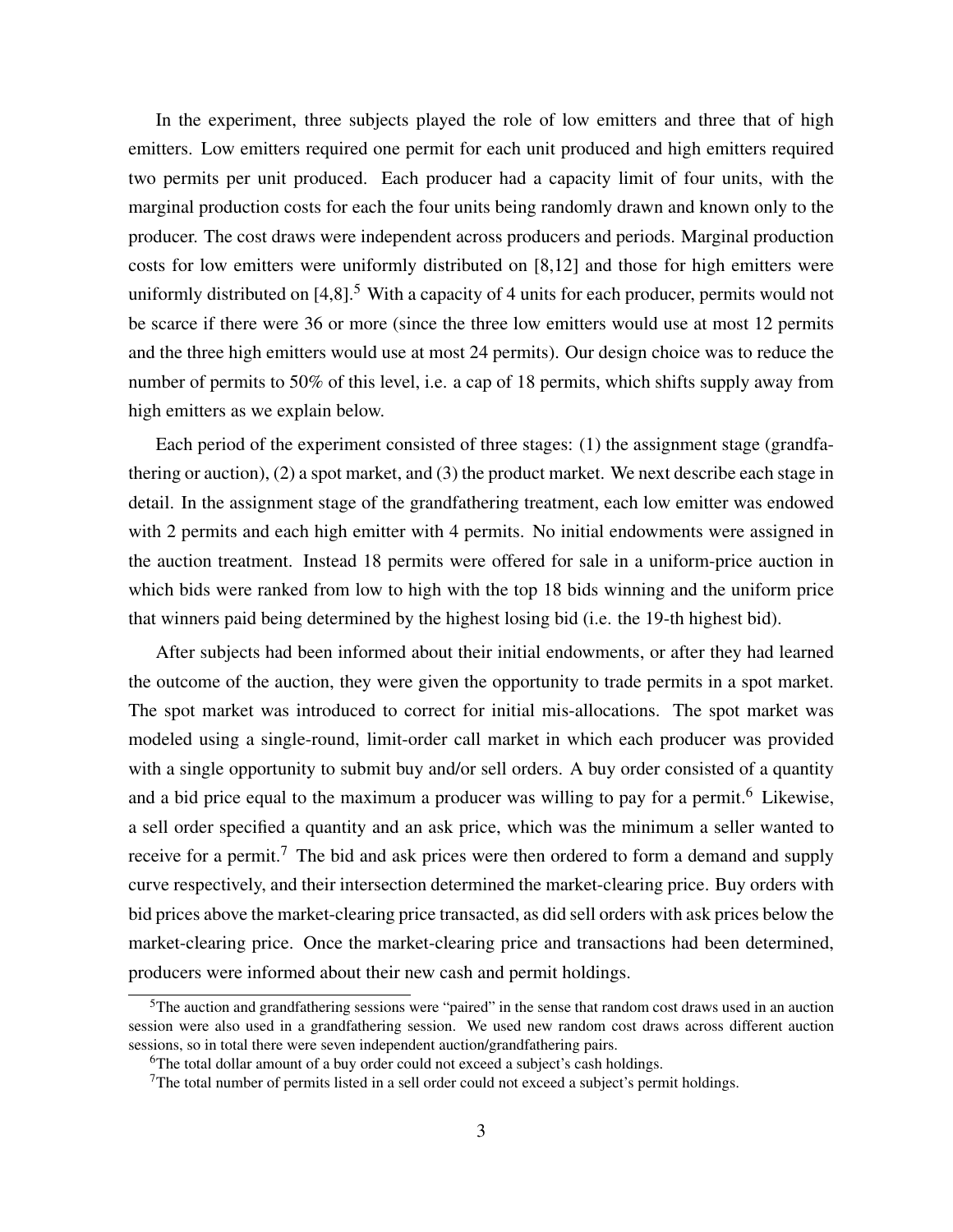In the experiment, three subjects played the role of low emitters and three that of high emitters. Low emitters required one permit for each unit produced and high emitters required two permits per unit produced. Each producer had a capacity limit of four units, with the marginal production costs for each the four units being randomly drawn and known only to the producer. The cost draws were independent across producers and periods. Marginal production costs for low emitters were uniformly distributed on [8,12] and those for high emitters were uniformly distributed on [4,8].[5] With a capacity of 4 units for each producer, permits would not be scarce if there were 36 or more (since the three low emitters would use at most 12 permits and the three high emitters would use at most 24 permits). Our design choice was to reduce the number of permits to 50% of this level, i.e. a cap of 18 permits, which shifts supply away from high emitters as we explain below.

Each period of the experiment consisted of three stages: (1) the assignment stage (grandfathering or auction), (2) a spot market, and (3) the product market. We next describe each stage in detail. In the assignment stage of the grandfathering treatment, each low emitter was endowed with 2 permits and each high emitter with 4 permits. No initial endowments were assigned in the auction treatment. Instead 18 permits were offered for sale in a uniform-price auction in which bids were ranked from low to high with the top 18 bids winning and the uniform price that winners paid being determined by the highest losing bid (i.e. the 19-th highest bid).

After subjects had been informed about their initial endowments, or after they had learned the outcome of the auction, they were given the opportunity to trade permits in a spot market. The spot market was introduced to correct for initial mis-allocations. The spot market was modeled using a single-round, limit-order call market in which each producer was provided with a single opportunity to submit buy and/or sell orders. A buy order consisted of a quantity and a bid price equal to the maximum a producer was willing to pay for a permit.[6] Likewise, a sell order specified a quantity and an ask price, which was the minimum a seller wanted to receive for a permit.[7] The bid and ask prices were then ordered to form a demand and supply curve respectively, and their intersection determined the market-clearing price. Buy orders with bid prices above the market-clearing price transacted, as did sell orders with ask prices below the market-clearing price. Once the market-clearing price and transactions had been determined, producers were informed about their new cash and permit holdings.

[5] The auction and grandfathering sessions were "paired" in the sense that random cost draws used in an auction session were also used in a grandfathering session. We used new random cost draws across different auction sessions, so in total there were seven independent auction/grandfathering pairs.

[6] The total dollar amount of a buy order could not exceed a subject's cash holdings.

[7] The total number of permits listed in a sell order could not exceed a subject's permit holdings.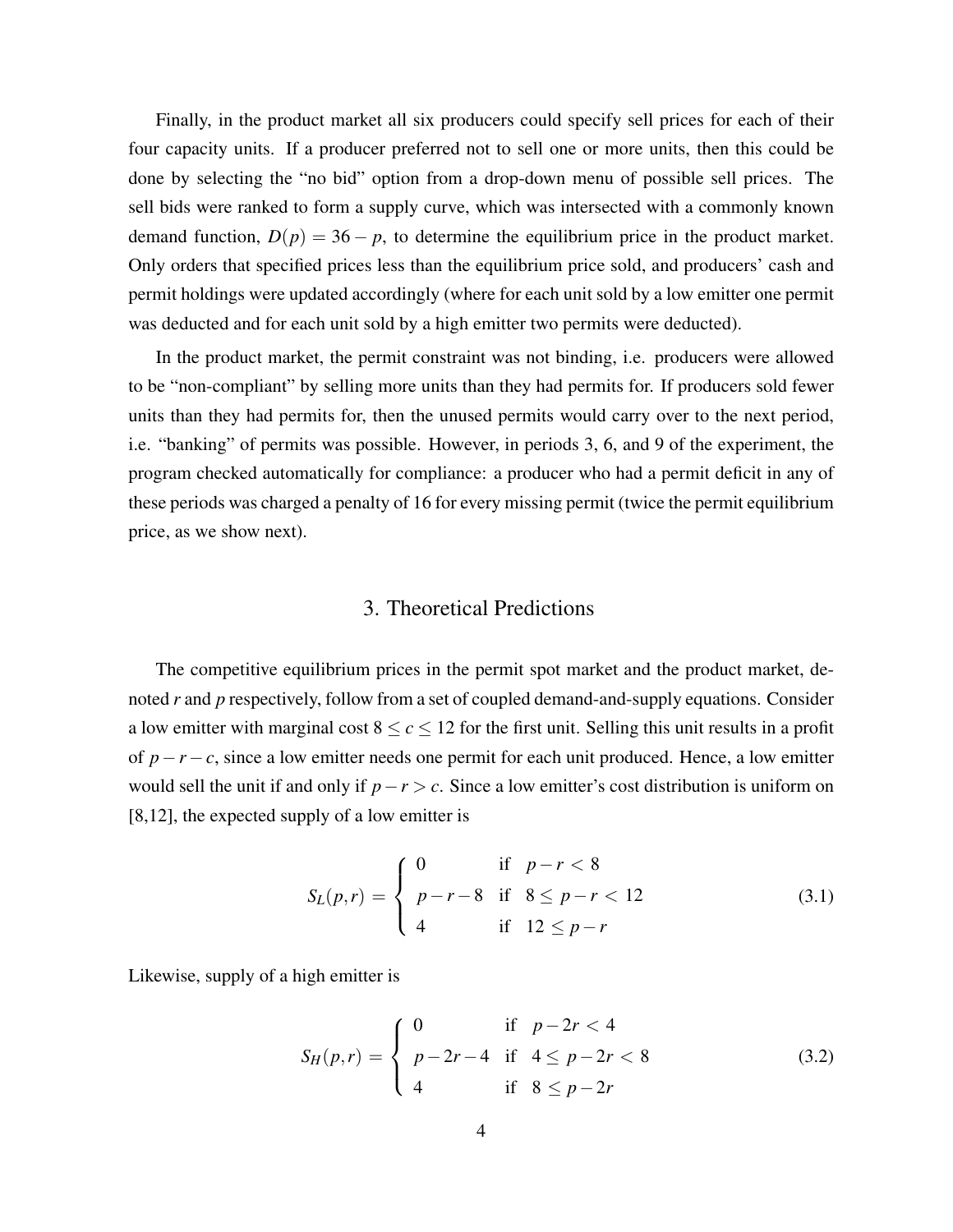Finally, in the product market all six producers could specify sell prices for each of their four capacity units. If a producer preferred not to sell one or more units, then this could be done by selecting the "no bid" option from a drop-down menu of possible sell prices. The sell bids were ranked to form a supply curve, which was intersected with a commonly known demand function, $D(p) = 36 - p$, to determine the equilibrium price in the product market. Only orders that specified prices less than the equilibrium price sold, and producers' cash and permit holdings were updated accordingly (where for each unit sold by a low emitter one permit was deducted and for each unit sold by a high emitter two permits were deducted).

In the product market, the permit constraint was not binding, i.e. producers were allowed to be "non-compliant" by selling more units than they had permits for. If producers sold fewer units than they had permits for, then the unused permits would carry over to the next period, i.e. "banking" of permits was possible. However, in periods 3, 6, and 9 of the experiment, the program checked automatically for compliance: a producer who had a permit deficit in any of these periods was charged a penalty of 16 for every missing permit (twice the permit equilibrium price, as we show next).

## 3. Theoretical Predictions

The competitive equilibrium prices in the permit spot market and the product market, denoted $r$ and $p$ respectively, follow from a set of coupled demand-and-supply equations. Consider a low emitter with marginal cost $8 \leq c \leq 12$ for the first unit. Selling this unit results in a profit of $p - r - c$, since a low emitter needs one permit for each unit produced. Hence, a low emitter would sell the unit if and only if $p - r > c$. Since a low emitter's cost distribution is uniform on [8,12], the expected supply of a low emitter is

$$S_L(p,r) = \begin{cases} 0 & \text{if} \quad p - r < 8 \\ p - r - 8 & \text{if} \quad 8 \leq p - r < 12 \\ 4 & \text{if} \quad 12 \leq p - r \end{cases} \tag{3.1}$$

Likewise, supply of a high emitter is

$$S_H(p,r) = \begin{cases} 0 & \text{if} \quad p - 2r < 4 \\ p - 2r - 4 & \text{if} \quad 4 \leq p - 2r < 8 \\ 4 & \text{if} \quad 8 \leq p - 2r \end{cases} \tag{3.2}$$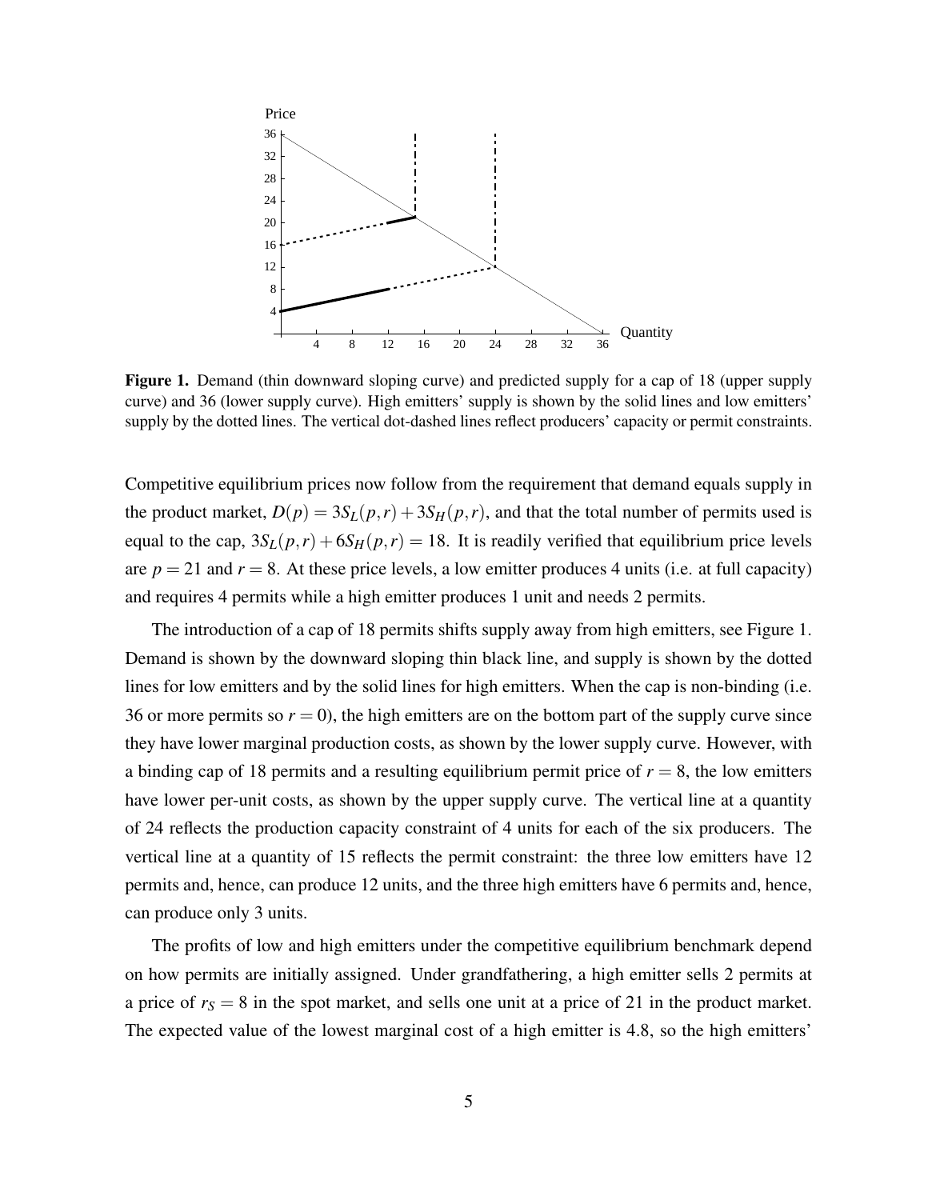**Figure 1.** Demand (thin downward sloping curve) and predicted supply for a cap of 18 (upper supply curve) and 36 (lower supply curve). High emitters' supply is shown by the solid lines and low emitters' supply by the dotted lines. The vertical dot-dashed lines reflect producers' capacity or permit constraints.

Competitive equilibrium prices now follow from the requirement that demand equals supply in the product market, $D(p) = 3S_L(p,r) + 3S_H(p,r)$, and that the total number of permits used is equal to the cap, $3S_L(p,r) + 6S_H(p,r) = 18$. It is readily verified that equilibrium price levels are $p = 21$ and $r = 8$. At these price levels, a low emitter produces 4 units (i.e. at full capacity) and requires 4 permits while a high emitter produces 1 unit and needs 2 permits.

The introduction of a cap of 18 permits shifts supply away from high emitters, see Figure 1. Demand is shown by the downward sloping thin black line, and supply is shown by the dotted lines for low emitters and by the solid lines for high emitters. When the cap is non-binding (i.e. 36 or more permits so $r = 0$), the high emitters are on the bottom part of the supply curve since they have lower marginal production costs, as shown by the lower supply curve. However, with a binding cap of 18 permits and a resulting equilibrium permit price of $r = 8$, the low emitters have lower per-unit costs, as shown by the upper supply curve. The vertical line at a quantity of 24 reflects the production capacity constraint of 4 units for each of the six producers. The vertical line at a quantity of 15 reflects the permit constraint: the three low emitters have 12 permits and, hence, can produce 12 units, and the three high emitters have 6 permits and, hence, can produce only 3 units.

The profits of low and high emitters under the competitive equilibrium benchmark depend on how permits are initially assigned. Under grandfathering, a high emitter sells 2 permits at a price of $r_S = 8$ in the spot market, and sells one unit at a price of 21 in the product market. The expected value of the lowest marginal cost of a high emitter is 4.8, so the high emitters'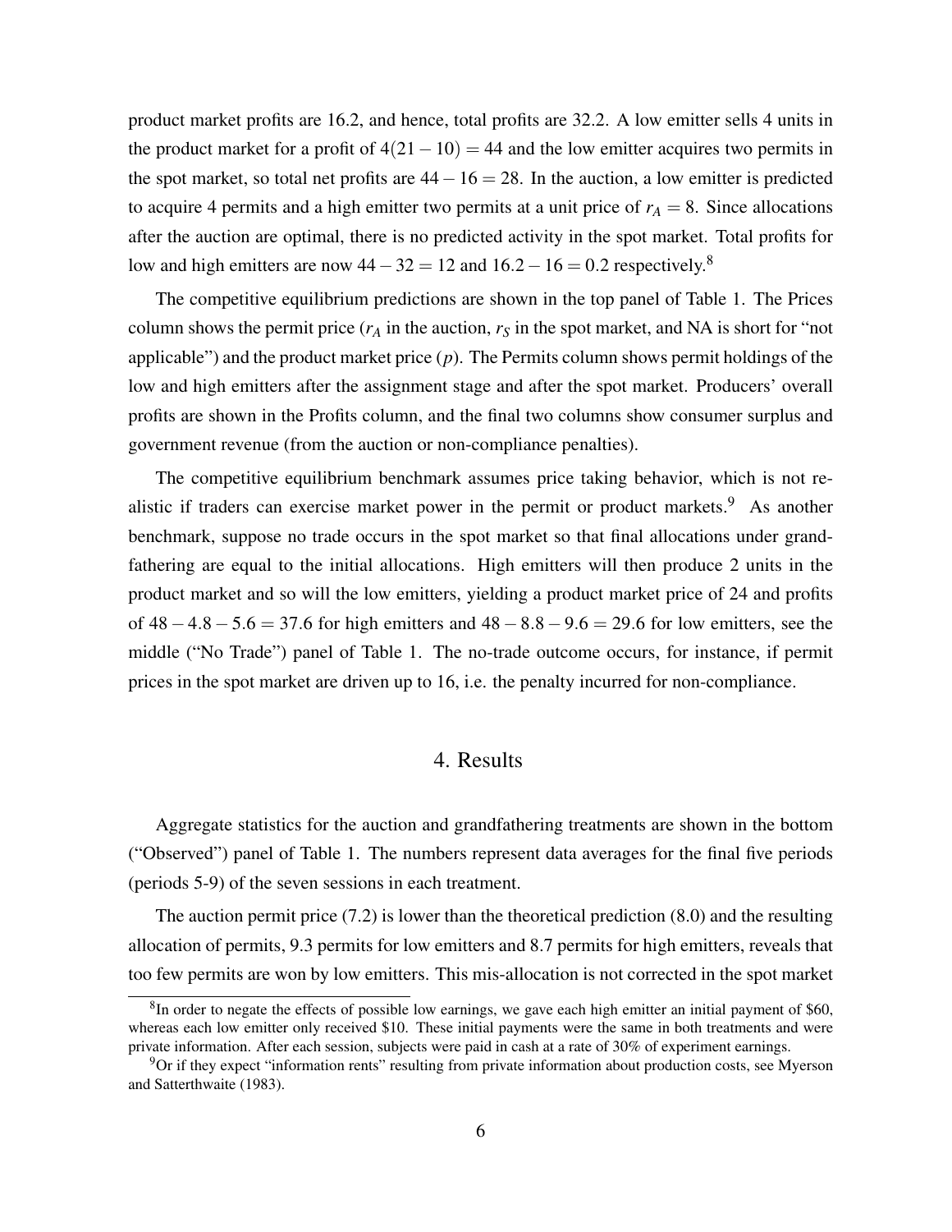product market profits are 16.2, and hence, total profits are 32.2. A low emitter sells 4 units in the product market for a profit of $4(21-10) = 44$ and the low emitter acquires two permits in the spot market, so total net profits are $44-16 = 28$. In the auction, a low emitter is predicted to acquire 4 permits and a high emitter two permits at a unit price of $r_A = 8$. Since allocations after the auction are optimal, there is no predicted activity in the spot market. Total profits for low and high emitters are now $44-32 = 12$ and $16.2-16 = 0.2$ respectively.[8]

The competitive equilibrium predictions are shown in the top panel of Table 1. The Prices column shows the permit price ($r_A$ in the auction, $r_S$ in the spot market, and NA is short for "not applicable") and the product market price ($p$). The Permits column shows permit holdings of the low and high emitters after the assignment stage and after the spot market. Producers' overall profits are shown in the Profits column, and the final two columns show consumer surplus and government revenue (from the auction or non-compliance penalties).

The competitive equilibrium benchmark assumes price taking behavior, which is not realistic if traders can exercise market power in the permit or product markets.[9] As another benchmark, suppose no trade occurs in the spot market so that final allocations under grandfathering are equal to the initial allocations. High emitters will then produce 2 units in the product market and so will the low emitters, yielding a product market price of 24 and profits of $48-4.8-5.6 = 37.6$ for high emitters and $48-8.8-9.6 = 29.6$ for low emitters, see the middle ("No Trade") panel of Table 1. The no-trade outcome occurs, for instance, if permit prices in the spot market are driven up to 16, i.e. the penalty incurred for non-compliance.

# 4. Results

Aggregate statistics for the auction and grandfathering treatments are shown in the bottom ("Observed") panel of Table 1. The numbers represent data averages for the final five periods (periods 5-9) of the seven sessions in each treatment.

The auction permit price (7.2) is lower than the theoretical prediction (8.0) and the resulting allocation of permits, 9.3 permits for low emitters and 8.7 permits for high emitters, reveals that too few permits are won by low emitters. This mis-allocation is not corrected in the spot market

[8] In order to negate the effects of possible low earnings, we gave each high emitter an initial payment of \$60, whereas each low emitter only received \$10. These initial payments were the same in both treatments and were private information. After each session, subjects were paid in cash at a rate of 30% of experiment earnings.

[9] Or if they expect "information rents" resulting from private information about production costs, see Myerson and Satterthwaite (1983).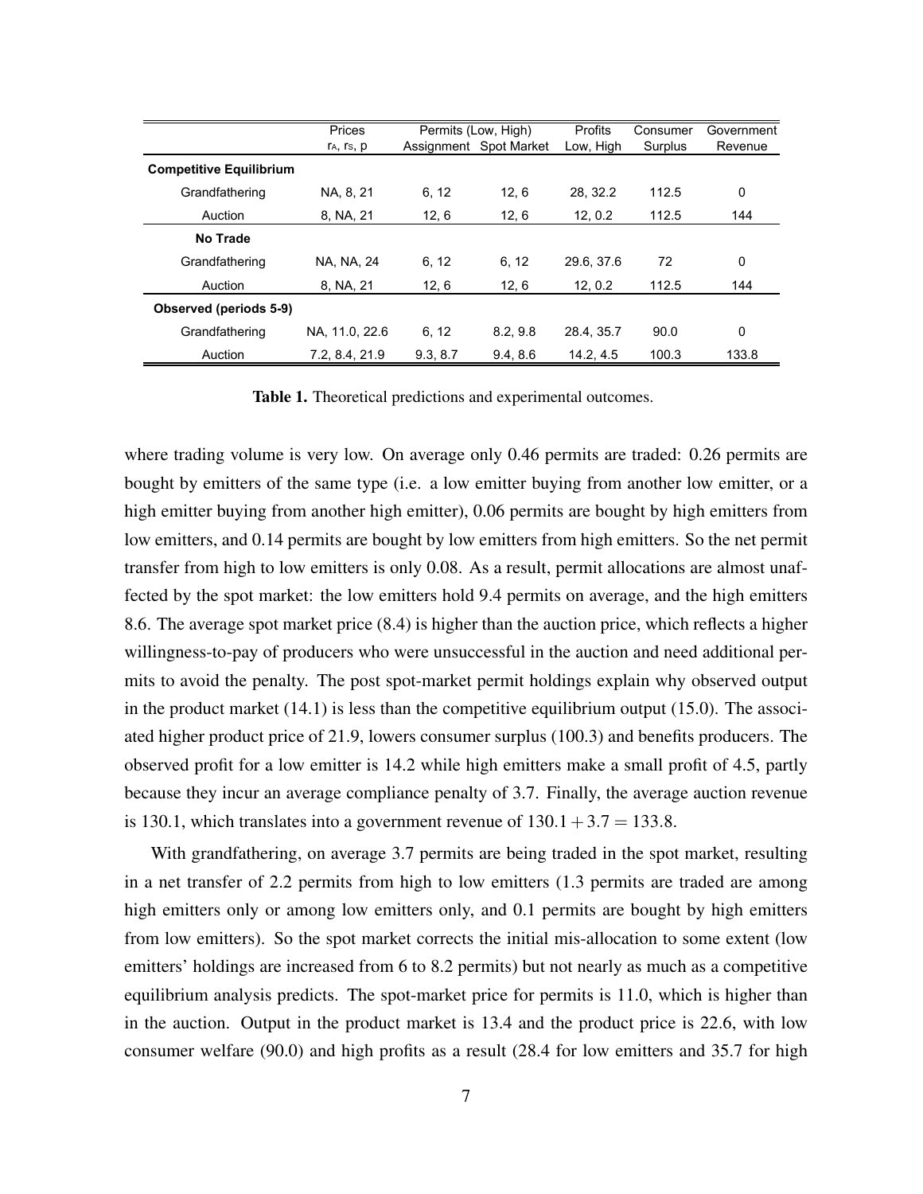| | Prices $r_A$, $r_S$, p | Permits (Low, High) Assignment | Spot Market | Profits Low, High | Consumer Surplus | Government Revenue |
|---|---|---|---|---|---|---|
| **Competitive Equilibrium** | | | | | | |
| Grandfathering | NA, 8, 21 | 6, 12 | 12, 6 | 28, 32.2 | 112.5 | 0 |
| Auction | 8, NA, 21 | 12, 6 | 12, 6 | 12, 0.2 | 112.5 | 144 |
| **No Trade** | | | | | | |
| Grandfathering | NA, NA, 24 | 6, 12 | 6, 12 | 29.6, 37.6 | 72 | 0 |
| Auction | 8, NA, 21 | 12, 6 | 12, 6 | 12, 0.2 | 112.5 | 144 |
| **Observed (periods 5-9)** | | | | | | |
| Grandfathering | NA, 11.0, 22.6 | 6, 12 | 8.2, 9.8 | 28.4, 35.7 | 90.0 | 0 |
| Auction | 7.2, 8.4, 21.9 | 9.3, 8.7 | 9.4, 8.6 | 14.2, 4.5 | 100.3 | 133.8 |

**Table 1.** Theoretical predictions and experimental outcomes.

where trading volume is very low. On average only 0.46 permits are traded: 0.26 permits are bought by emitters of the same type (i.e. a low emitter buying from another low emitter, or a high emitter buying from another high emitter), 0.06 permits are bought by high emitters from low emitters, and 0.14 permits are bought by low emitters from high emitters. So the net permit transfer from high to low emitters is only 0.08. As a result, permit allocations are almost unaffected by the spot market: the low emitters hold 9.4 permits on average, and the high emitters 8.6. The average spot market price (8.4) is higher than the auction price, which reflects a higher willingness-to-pay of producers who were unsuccessful in the auction and need additional permits to avoid the penalty. The post spot-market permit holdings explain why observed output in the product market (14.1) is less than the competitive equilibrium output (15.0). The associated higher product price of 21.9, lowers consumer surplus (100.3) and benefits producers. The observed profit for a low emitter is 14.2 while high emitters make a small profit of 4.5, partly because they incur an average compliance penalty of 3.7. Finally, the average auction revenue is 130.1, which translates into a government revenue of $130.1 + 3.7 = 133.8$.

With grandfathering, on average 3.7 permits are being traded in the spot market, resulting in a net transfer of 2.2 permits from high to low emitters (1.3 permits are traded are among high emitters only or among low emitters only, and 0.1 permits are bought by high emitters from low emitters). So the spot market corrects the initial mis-allocation to some extent (low emitters' holdings are increased from 6 to 8.2 permits) but not nearly as much as a competitive equilibrium analysis predicts. The spot-market price for permits is 11.0, which is higher than in the auction. Output in the product market is 13.4 and the product price is 22.6, with low consumer welfare (90.0) and high profits as a result (28.4 for low emitters and 35.7 for high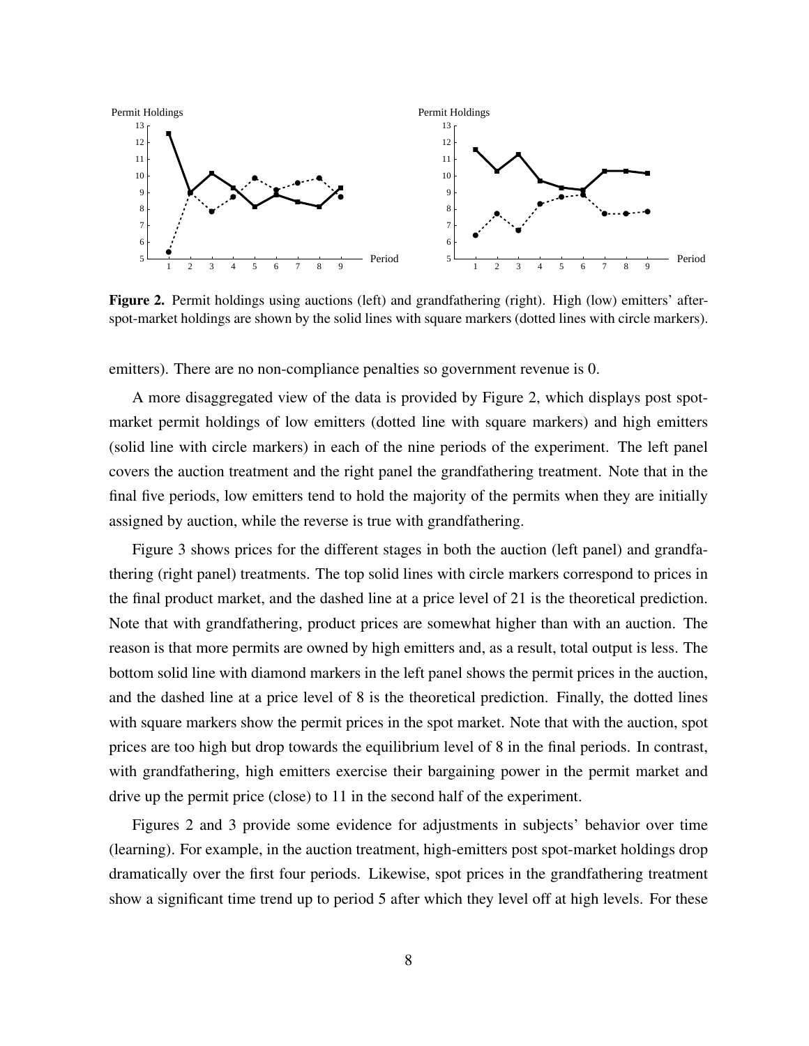**Figure 2.** Permit holdings using auctions (left) and grandfathering (right). High (low) emitters' after-spot-market holdings are shown by the solid lines with square markers (dotted lines with circle markers).

emitters). There are no non-compliance penalties so government revenue is 0.

A more disaggregated view of the data is provided by Figure 2, which displays post spot-market permit holdings of low emitters (dotted line with square markers) and high emitters (solid line with circle markers) in each of the nine periods of the experiment. The left panel covers the auction treatment and the right panel the grandfathering treatment. Note that in the final five periods, low emitters tend to hold the majority of the permits when they are initially assigned by auction, while the reverse is true with grandfathering.

Figure 3 shows prices for the different stages in both the auction (left panel) and grandfathering (right panel) treatments. The top solid lines with circle markers correspond to prices in the final product market, and the dashed line at a price level of 21 is the theoretical prediction. Note that with grandfathering, product prices are somewhat higher than with an auction. The reason is that more permits are owned by high emitters and, as a result, total output is less. The bottom solid line with diamond markers in the left panel shows the permit prices in the auction, and the dashed line at a price level of 8 is the theoretical prediction. Finally, the dotted lines with square markers show the permit prices in the spot market. Note that with the auction, spot prices are too high but drop towards the equilibrium level of 8 in the final periods. In contrast, with grandfathering, high emitters exercise their bargaining power in the permit market and drive up the permit price (close) to 11 in the second half of the experiment.

Figures 2 and 3 provide some evidence for adjustments in subjects' behavior over time (learning). For example, in the auction treatment, high-emitters post spot-market holdings drop dramatically over the first four periods. Likewise, spot prices in the grandfathering treatment show a significant time trend up to period 5 after which they level off at high levels. For these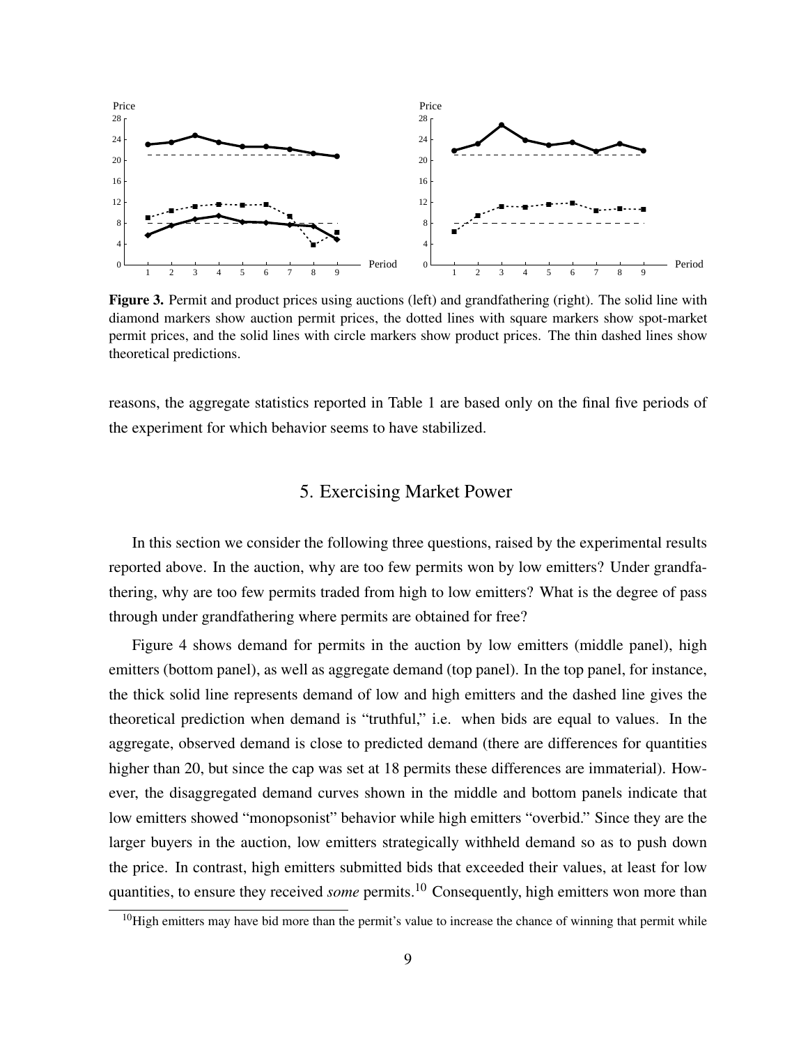**Figure 3.** Permit and product prices using auctions (left) and grandfathering (right). The solid line with diamond markers show auction permit prices, the dotted lines with square markers show spot-market permit prices, and the solid lines with circle markers show product prices. The thin dashed lines show theoretical predictions.

reasons, the aggregate statistics reported in Table 1 are based only on the final five periods of the experiment for which behavior seems to have stabilized.

## 5. Exercising Market Power

In this section we consider the following three questions, raised by the experimental results reported above. In the auction, why are too few permits won by low emitters? Under grandfathering, why are too few permits traded from high to low emitters? What is the degree of pass through under grandfathering where permits are obtained for free?

Figure 4 shows demand for permits in the auction by low emitters (middle panel), high emitters (bottom panel), as well as aggregate demand (top panel). In the top panel, for instance, the thick solid line represents demand of low and high emitters and the dashed line gives the theoretical prediction when demand is "truthful," i.e. when bids are equal to values. In the aggregate, observed demand is close to predicted demand (there are differences for quantities higher than 20, but since the cap was set at 18 permits these differences are immaterial). However, the disaggregated demand curves shown in the middle and bottom panels indicate that low emitters showed "monopsonist" behavior while high emitters "overbid." Since they are the larger buyers in the auction, low emitters strategically withheld demand so as to push down the price. In contrast, high emitters submitted bids that exceeded their values, at least for low quantities, to ensure they received *some* permits.[10] Consequently, high emitters won more than

[10] High emitters may have bid more than the permit's value to increase the chance of winning that permit while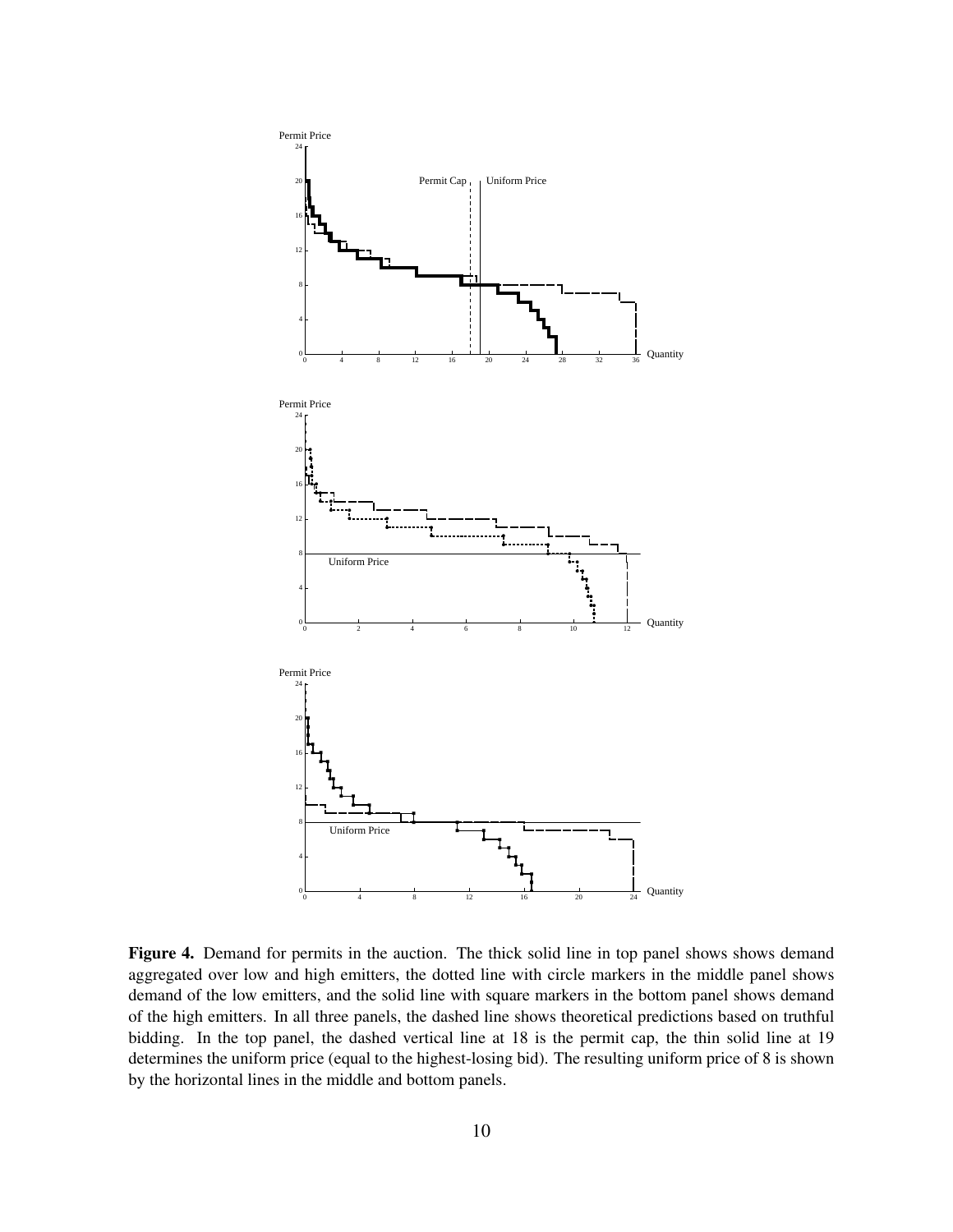**Figure 4.** Demand for permits in the auction. The thick solid line in top panel shows shows demand aggregated over low and high emitters, the dotted line with circle markers in the middle panel shows demand of the low emitters, and the solid line with square markers in the bottom panel shows demand of the high emitters. In all three panels, the dashed line shows theoretical predictions based on truthful bidding. In the top panel, the dashed vertical line at 18 is the permit cap, the thin solid line at 19 determines the uniform price (equal to the highest-losing bid). The resulting uniform price of 8 is shown by the horizontal lines in the middle and bottom panels.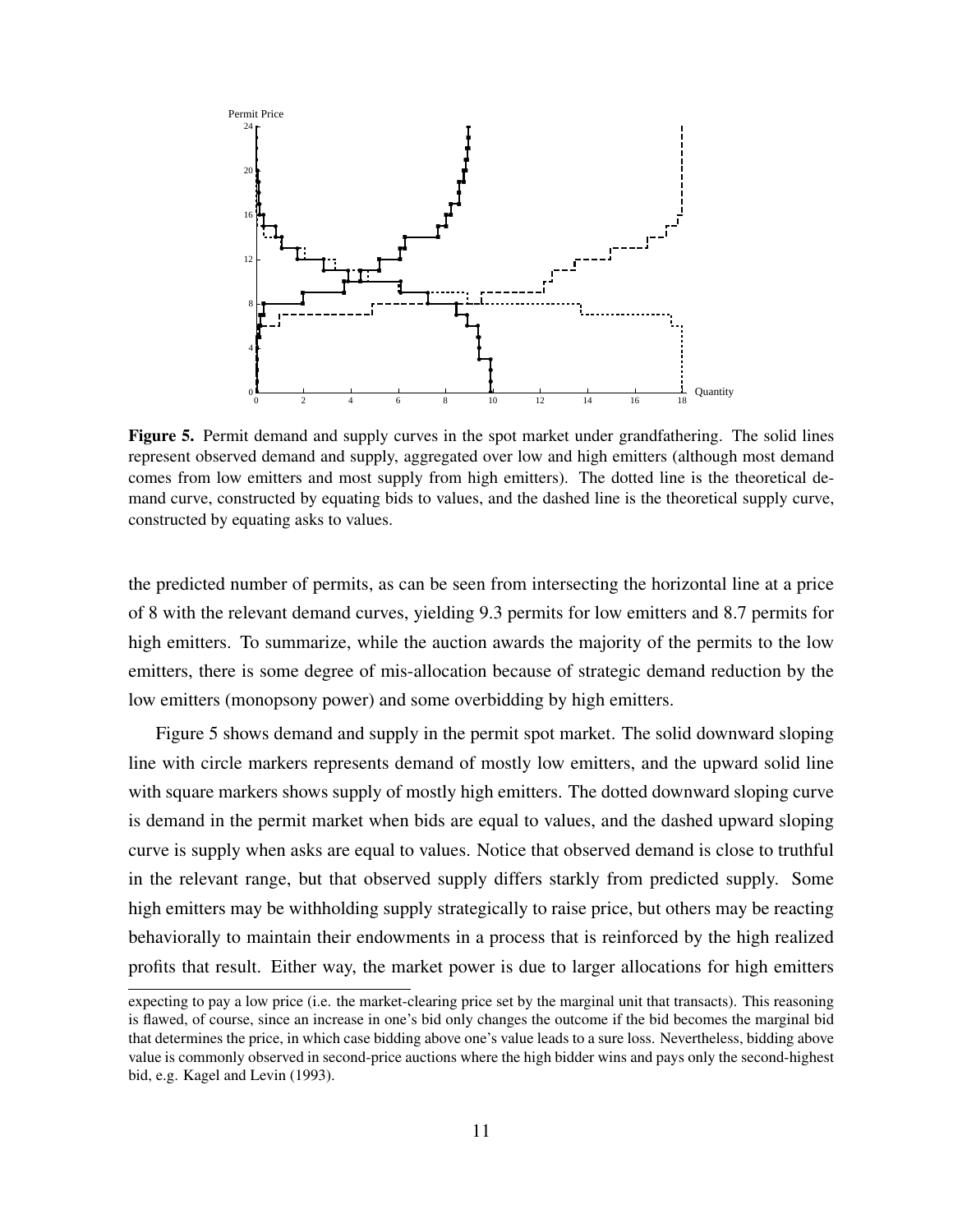**Figure 5.** Permit demand and supply curves in the spot market under grandfathering. The solid lines represent observed demand and supply, aggregated over low and high emitters (although most demand comes from low emitters and most supply from high emitters). The dotted line is the theoretical demand curve, constructed by equating bids to values, and the dashed line is the theoretical supply curve, constructed by equating asks to values.

the predicted number of permits, as can be seen from intersecting the horizontal line at a price of 8 with the relevant demand curves, yielding 9.3 permits for low emitters and 8.7 permits for high emitters. To summarize, while the auction awards the majority of the permits to the low emitters, there is some degree of mis-allocation because of strategic demand reduction by the low emitters (monopsony power) and some overbidding by high emitters.

Figure 5 shows demand and supply in the permit spot market. The solid downward sloping line with circle markers represents demand of mostly low emitters, and the upward solid line with square markers shows supply of mostly high emitters. The dotted downward sloping curve is demand in the permit market when bids are equal to values, and the dashed upward sloping curve is supply when asks are equal to values. Notice that observed demand is close to truthful in the relevant range, but that observed supply differs starkly from predicted supply. Some high emitters may be withholding supply strategically to raise price, but others may be reacting behaviorally to maintain their endowments in a process that is reinforced by the high realized profits that result. Either way, the market power is due to larger allocations for high emitters

expecting to pay a low price (i.e. the market-clearing price set by the marginal unit that transacts). This reasoning is flawed, of course, since an increase in one's bid only changes the outcome if the bid becomes the marginal bid that determines the price, in which case bidding above one's value leads to a sure loss. Nevertheless, bidding above value is commonly observed in second-price auctions where the high bidder wins and pays only the second-highest bid, e.g. Kagel and Levin (1993).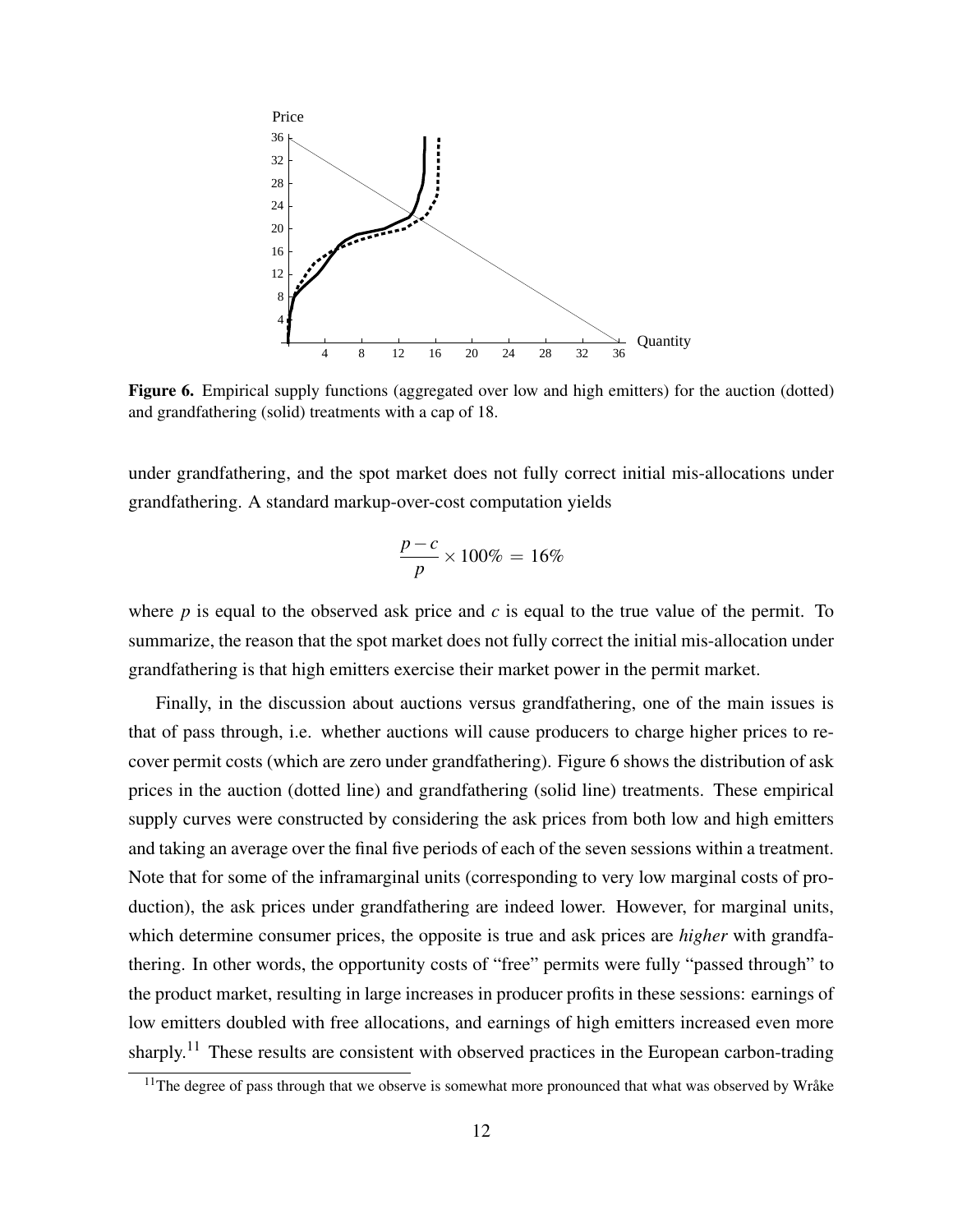**Figure 6.** Empirical supply functions (aggregated over low and high emitters) for the auction (dotted) and grandfathering (solid) treatments with a cap of 18.

under grandfathering, and the spot market does not fully correct initial mis-allocations under grandfathering. A standard markup-over-cost computation yields

$$\frac{p-c}{p} \times 100\% = 16\%$$

where $p$ is equal to the observed ask price and $c$ is equal to the true value of the permit. To summarize, the reason that the spot market does not fully correct the initial mis-allocation under grandfathering is that high emitters exercise their market power in the permit market.

Finally, in the discussion about auctions versus grandfathering, one of the main issues is that of pass through, i.e. whether auctions will cause producers to charge higher prices to recover permit costs (which are zero under grandfathering). Figure 6 shows the distribution of ask prices in the auction (dotted line) and grandfathering (solid line) treatments. These empirical supply curves were constructed by considering the ask prices from both low and high emitters and taking an average over the final five periods of each of the seven sessions within a treatment. Note that for some of the inframarginal units (corresponding to very low marginal costs of production), the ask prices under grandfathering are indeed lower. However, for marginal units, which determine consumer prices, the opposite is true and ask prices are *higher* with grandfathering. In other words, the opportunity costs of "free" permits were fully "passed through" to the product market, resulting in large increases in producer profits in these sessions: earnings of low emitters doubled with free allocations, and earnings of high emitters increased even more sharply.[11] These results are consistent with observed practices in the European carbon-trading

[11] The degree of pass through that we observe is somewhat more pronounced that what was observed by Wråke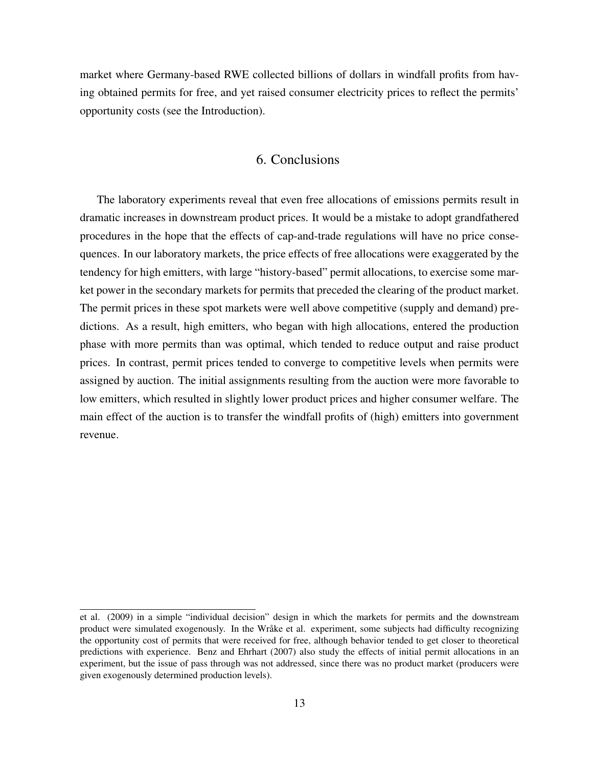market where Germany-based RWE collected billions of dollars in windfall profits from having obtained permits for free, and yet raised consumer electricity prices to reflect the permits' opportunity costs (see the Introduction).

## 6. Conclusions

The laboratory experiments reveal that even free allocations of emissions permits result in dramatic increases in downstream product prices. It would be a mistake to adopt grandfathered procedures in the hope that the effects of cap-and-trade regulations will have no price consequences. In our laboratory markets, the price effects of free allocations were exaggerated by the tendency for high emitters, with large "history-based" permit allocations, to exercise some market power in the secondary markets for permits that preceded the clearing of the product market. The permit prices in these spot markets were well above competitive (supply and demand) predictions. As a result, high emitters, who began with high allocations, entered the production phase with more permits than was optimal, which tended to reduce output and raise product prices. In contrast, permit prices tended to converge to competitive levels when permits were assigned by auction. The initial assignments resulting from the auction were more favorable to low emitters, which resulted in slightly lower product prices and higher consumer welfare. The main effect of the auction is to transfer the windfall profits of (high) emitters into government revenue.

---

et al. (2009) in a simple "individual decision" design in which the markets for permits and the downstream product were simulated exogenously. In the Wråke et al. experiment, some subjects had difficulty recognizing the opportunity cost of permits that were received for free, although behavior tended to get closer to theoretical predictions with experience. Benz and Ehrhart (2007) also study the effects of initial permit allocations in an experiment, but the issue of pass through was not addressed, since there was no product market (producers were given exogenously determined production levels).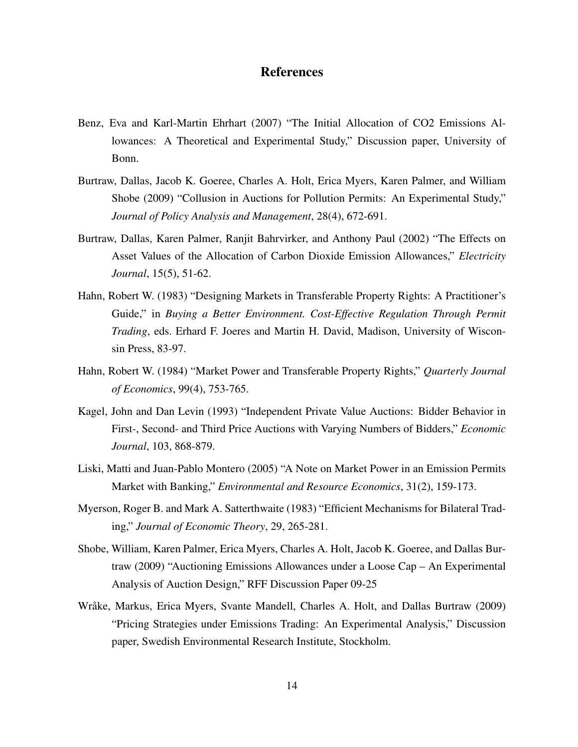# References

Benz, Eva and Karl-Martin Ehrhart (2007) "The Initial Allocation of CO2 Emissions Allowances: A Theoretical and Experimental Study," Discussion paper, University of Bonn.

Burtraw, Dallas, Jacob K. Goeree, Charles A. Holt, Erica Myers, Karen Palmer, and William Shobe (2009) "Collusion in Auctions for Pollution Permits: An Experimental Study," *Journal of Policy Analysis and Management*, 28(4), 672-691.

Burtraw, Dallas, Karen Palmer, Ranjit Bahrvirker, and Anthony Paul (2002) "The Effects on Asset Values of the Allocation of Carbon Dioxide Emission Allowances," *Electricity Journal*, 15(5), 51-62.

Hahn, Robert W. (1983) "Designing Markets in Transferable Property Rights: A Practitioner's Guide," in *Buying a Better Environment. Cost-Effective Regulation Through Permit Trading*, eds. Erhard F. Joeres and Martin H. David, Madison, University of Wisconsin Press, 83-97.

Hahn, Robert W. (1984) "Market Power and Transferable Property Rights," *Quarterly Journal of Economics*, 99(4), 753-765.

Kagel, John and Dan Levin (1993) "Independent Private Value Auctions: Bidder Behavior in First-, Second- and Third Price Auctions with Varying Numbers of Bidders," *Economic Journal*, 103, 868-879.

Liski, Matti and Juan-Pablo Montero (2005) "A Note on Market Power in an Emission Permits Market with Banking," *Environmental and Resource Economics*, 31(2), 159-173.

Myerson, Roger B. and Mark A. Satterthwaite (1983) "Efficient Mechanisms for Bilateral Trading," *Journal of Economic Theory*, 29, 265-281.

Shobe, William, Karen Palmer, Erica Myers, Charles A. Holt, Jacob K. Goeree, and Dallas Burtraw (2009) "Auctioning Emissions Allowances under a Loose Cap – An Experimental Analysis of Auction Design," RFF Discussion Paper 09-25

Wråke, Markus, Erica Myers, Svante Mandell, Charles A. Holt, and Dallas Burtraw (2009) "Pricing Strategies under Emissions Trading: An Experimental Analysis," Discussion paper, Swedish Environmental Research Institute, Stockholm.